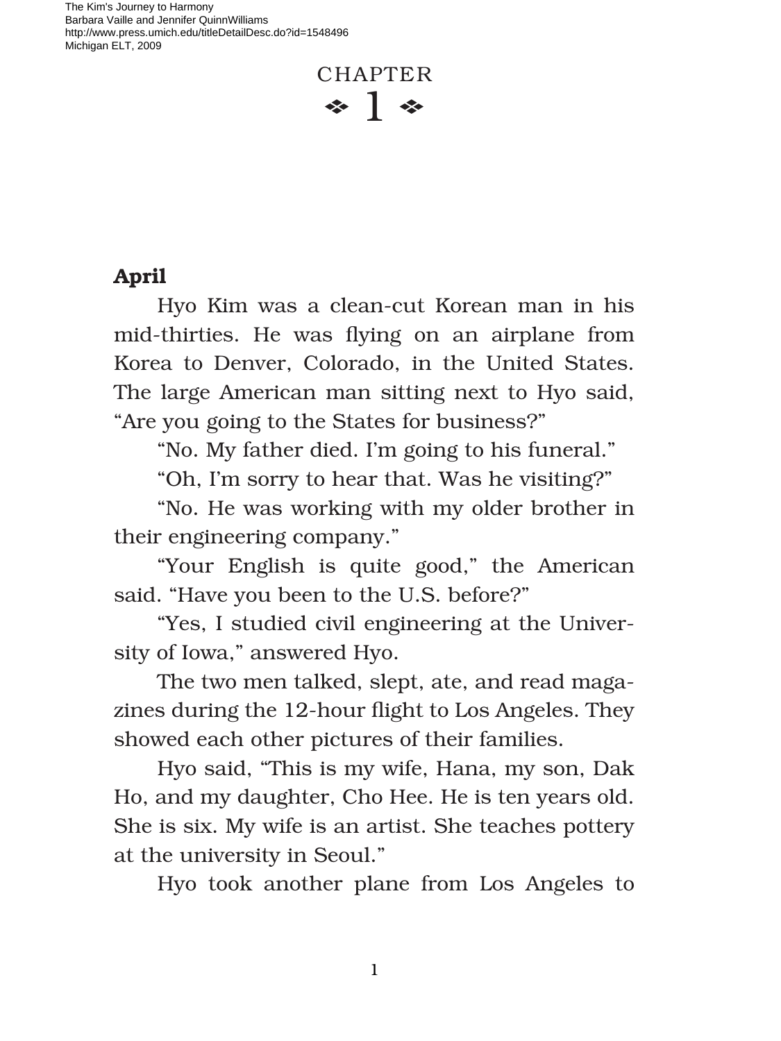# CHAPTER 1

## April

Hyo Kim was a clean-cut Korean man in his mid-thirties. He was flying on an airplane from Korea to Denver, Colorado, in the United States. The large American man sitting next to Hyo said, "Are you going to the States for business?"

"No. My father died. I'm going to his funeral."

"Oh, I'm sorry to hear that. Was he visiting?"

"No. He was working with my older brother in their engineering company."

"Your English is quite good," the American said. "Have you been to the U.S. before?"

"Yes, I studied civil engineering at the University of Iowa," answered Hyo.

The two men talked, slept, ate, and read magazines during the 12-hour flight to Los Angeles. They showed each other pictures of their families.

Hyo said, "This is my wife, Hana, my son, Dak Ho, and my daughter, Cho Hee. He is ten years old. She is six. My wife is an artist. She teaches pottery at the university in Seoul."

Hyo took another plane from Los Angeles to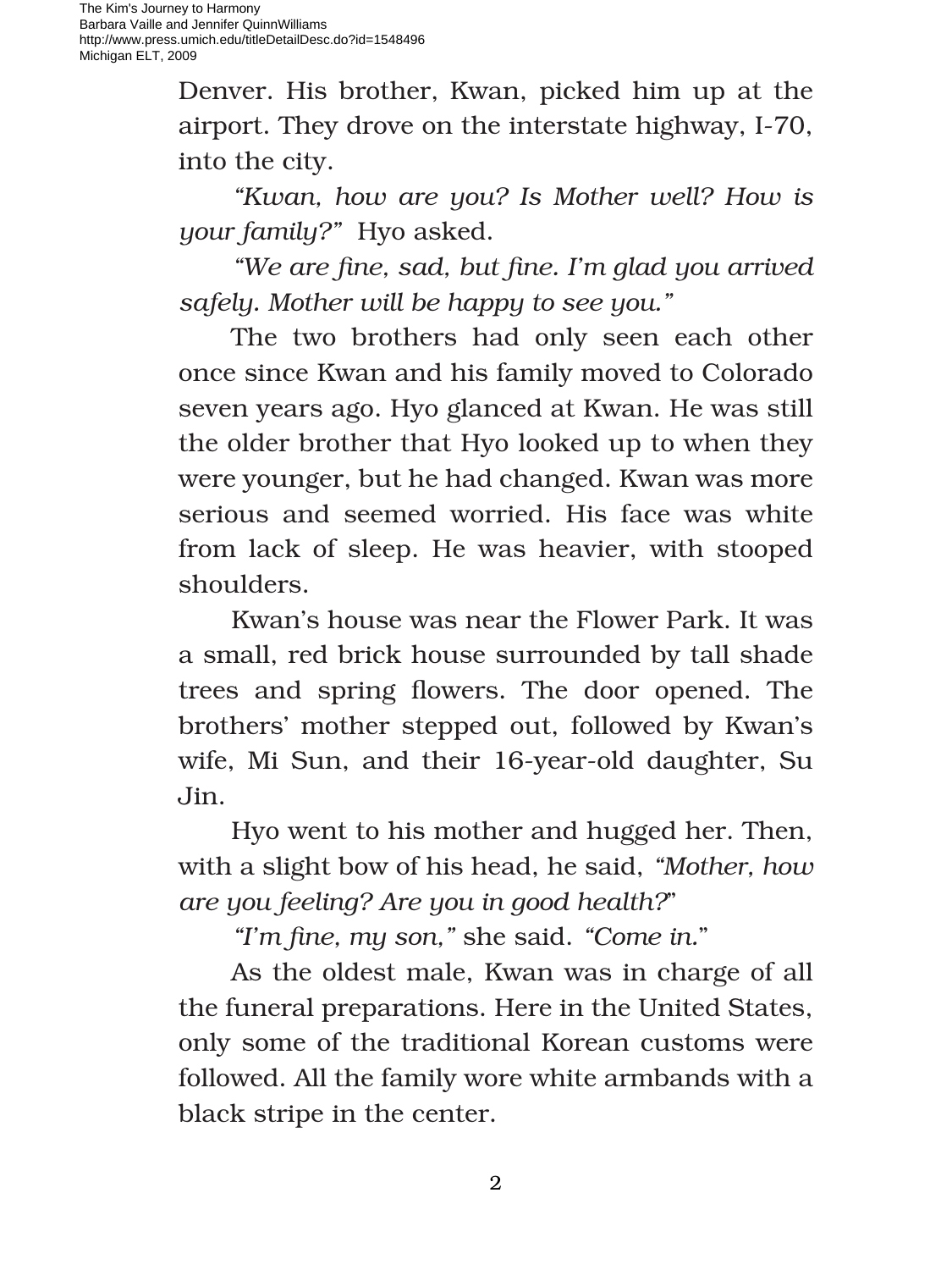Denver. His brother, Kwan, picked him up at the airport. They drove on the interstate highway, I-70, into the city.

*"Kwan, how are you? Is Mother well? How is your family?"* Hyo asked.

*"We are fine, sad, but fine. I'm glad you arrived safely. Mother will be happy to see you."*

The two brothers had only seen each other once since Kwan and his family moved to Colorado seven years ago. Hyo glanced at Kwan. He was still the older brother that Hyo looked up to when they were younger, but he had changed. Kwan was more serious and seemed worried. His face was white from lack of sleep. He was heavier, with stooped shoulders.

Kwan's house was near the Flower Park. It was a small, red brick house surrounded by tall shade trees and spring flowers. The door opened. The brothers' mother stepped out, followed by Kwan's wife, Mi Sun, and their 16-year-old daughter, Su Jin.

Hyo went to his mother and hugged her. Then, with a slight bow of his head, he said, *"Mother, how are you feeling? Are you in good health?"*

*"I'm fine, my son,"* she said. *"Come in."*

As the oldest male, Kwan was in charge of all the funeral preparations. Here in the United States, only some of the traditional Korean customs were followed. All the family wore white armbands with a black stripe in the center.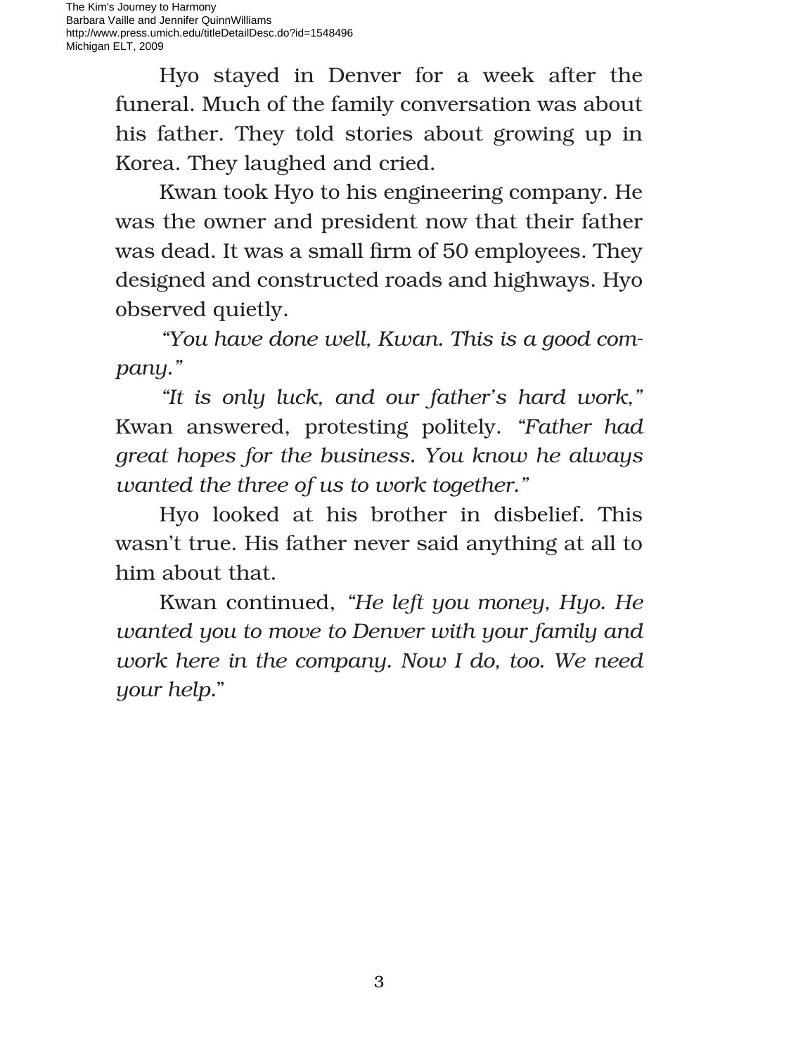Hyo stayed in Denver for a week after the funeral. Much of the family conversation was about his father. They told stories about growing up in Korea. They laughed and cried.

Kwan took Hyo to his engineering company. He was the owner and president now that their father was dead. It was a small firm of 50 employees. They designed and constructed roads and highways. Hyo observed quietly.

*"You have done well, Kwan. This is a good company."*

*"It is only luck, and our father's hard work,"* Kwan answered, protesting politely. *"Father had great hopes for the business. You know he always wanted the three of us to work together."*

Hyo looked at his brother in disbelief. This wasn't true. His father never said anything at all to him about that.

Kwan continued, *"He left you money, Hyo. He wanted you to move to Denver with your family and work here in the company. Now I do, too. We need your help.*"